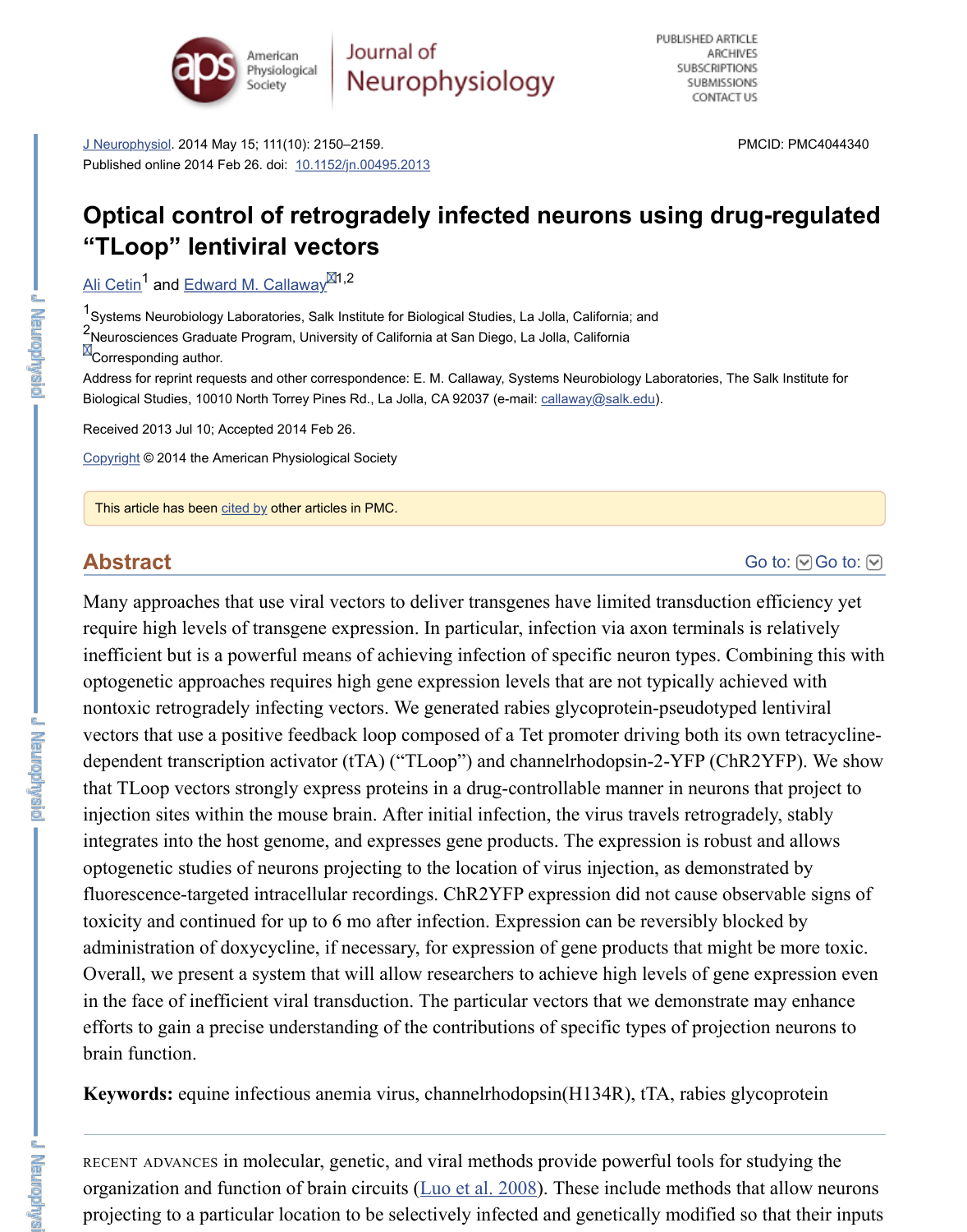J Neurophysiol. 2014 May 15; 111(10): 2150–2159.
Published online 2014 Feb 26. doi: 10.1152/jn.00495.2013

PMCID: PMC4044340

# Optical control of retrogradely infected neurons using drug-regulated “TLoop” lentiviral vectors

Ali Cetin[1] and Edward M. Callaway[1,2]

[1]Systems Neurobiology Laboratories, Salk Institute for Biological Studies, La Jolla, California; and
[2]Neurosciences Graduate Program, University of California at San Diego, La Jolla, California
Corresponding author.
Address for reprint requests and other correspondence: E. M. Callaway, Systems Neurobiology Laboratories, The Salk Institute for Biological Studies, 10010 North Torrey Pines Rd., La Jolla, CA 92037 (e-mail: callaway@salk.edu).

Received 2013 Jul 10; Accepted 2014 Feb 26.

Copyright © 2014 the American Physiological Society

This article has been cited by other articles in PMC.

## Abstract

Many approaches that use viral vectors to deliver transgenes have limited transduction efficiency yet require high levels of transgene expression. In particular, infection via axon terminals is relatively inefficient but is a powerful means of achieving infection of specific neuron types. Combining this with optogenetic approaches requires high gene expression levels that are not typically achieved with nontoxic retrogradely infecting vectors. We generated rabies glycoprotein-pseudotyped lentiviral vectors that use a positive feedback loop composed of a Tet promoter driving both its own tetracycline-dependent transcription activator (tTA) (“TLoop”) and channelrhodopsin-2-YFP (ChR2YFP). We show that TLoop vectors strongly express proteins in a drug-controllable manner in neurons that project to injection sites within the mouse brain. After initial infection, the virus travels retrogradely, stably integrates into the host genome, and expresses gene products. The expression is robust and allows optogenetic studies of neurons projecting to the location of virus injection, as demonstrated by fluorescence-targeted intracellular recordings. ChR2YFP expression did not cause observable signs of toxicity and continued for up to 6 mo after infection. Expression can be reversibly blocked by administration of doxycycline, if necessary, for expression of gene products that might be more toxic. Overall, we present a system that will allow researchers to achieve high levels of gene expression even in the face of inefficient viral transduction. The particular vectors that we demonstrate may enhance efforts to gain a precise understanding of the contributions of specific types of projection neurons to brain function.

**Keywords:** equine infectious anemia virus, channelrhodopsin(H134R), tTA, rabies glycoprotein

RECENT ADVANCES in molecular, genetic, and viral methods provide powerful tools for studying the organization and function of brain circuits (Luo et al. 2008). These include methods that allow neurons projecting to a particular location to be selectively infected and genetically modified so that their inputs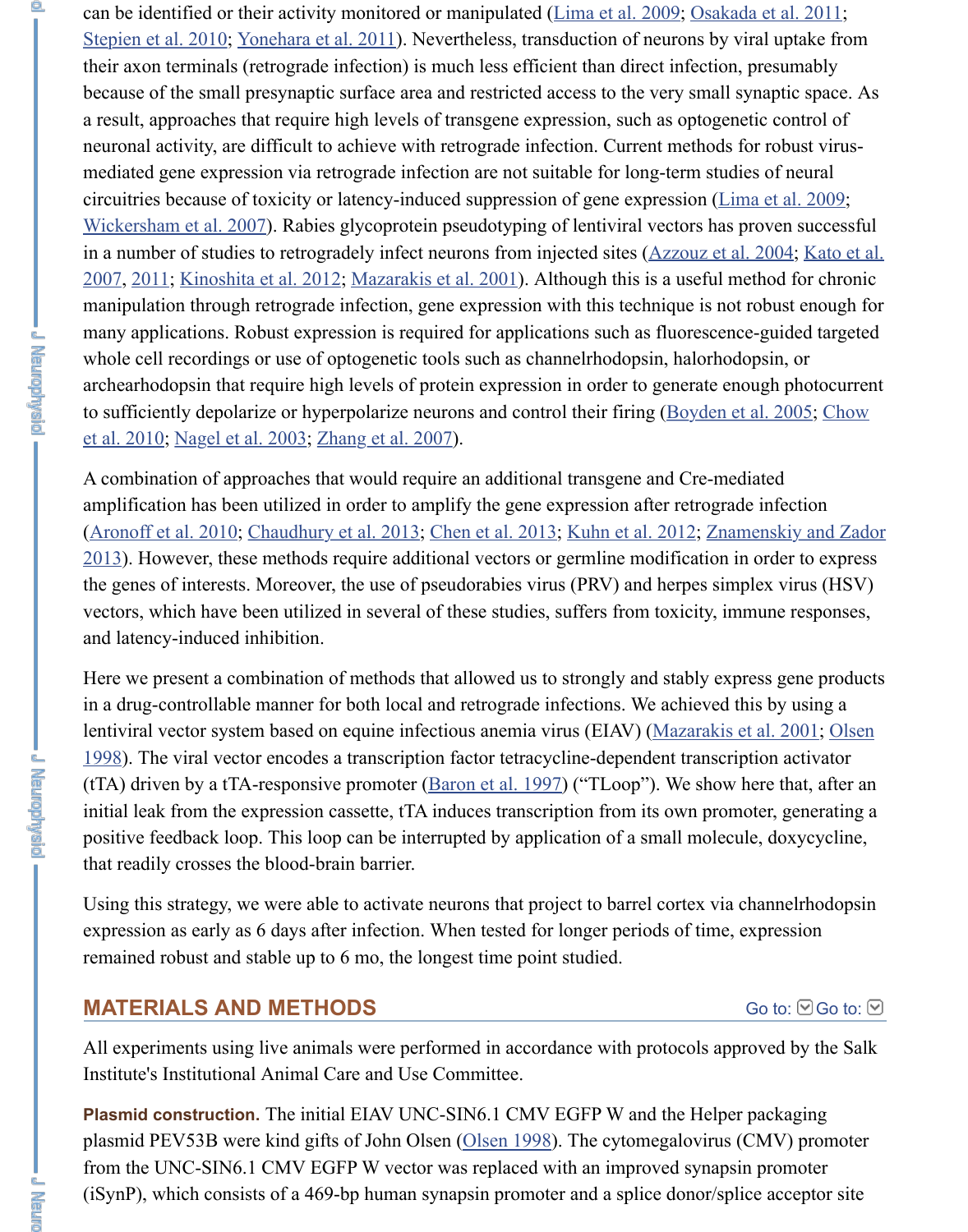can be identified or their activity monitored or manipulated (Lima et al. 2009; Osakada et al. 2011; Stepien et al. 2010; Yonehara et al. 2011). Nevertheless, transduction of neurons by viral uptake from their axon terminals (retrograde infection) is much less efficient than direct infection, presumably because of the small presynaptic surface area and restricted access to the very small synaptic space. As a result, approaches that require high levels of transgene expression, such as optogenetic control of neuronal activity, are difficult to achieve with retrograde infection. Current methods for robust virus-mediated gene expression via retrograde infection are not suitable for long-term studies of neural circuitries because of toxicity or latency-induced suppression of gene expression (Lima et al. 2009; Wickersham et al. 2007). Rabies glycoprotein pseudotyping of lentiviral vectors has proven successful in a number of studies to retrogradely infect neurons from injected sites (Azzouz et al. 2004; Kato et al. 2007, 2011; Kinoshita et al. 2012; Mazarakis et al. 2001). Although this is a useful method for chronic manipulation through retrograde infection, gene expression with this technique is not robust enough for many applications. Robust expression is required for applications such as fluorescence-guided targeted whole cell recordings or use of optogenetic tools such as channelrhodopsin, halorhodopsin, or archearhodopsin that require high levels of protein expression in order to generate enough photocurrent to sufficiently depolarize or hyperpolarize neurons and control their firing (Boyden et al. 2005; Chow et al. 2010; Nagel et al. 2003; Zhang et al. 2007).

A combination of approaches that would require an additional transgene and Cre-mediated amplification has been utilized in order to amplify the gene expression after retrograde infection (Aronoff et al. 2010; Chaudhury et al. 2013; Chen et al. 2013; Kuhn et al. 2012; Znamenskiy and Zador 2013). However, these methods require additional vectors or germline modification in order to express the genes of interests. Moreover, the use of pseudorabies virus (PRV) and herpes simplex virus (HSV) vectors, which have been utilized in several of these studies, suffers from toxicity, immune responses, and latency-induced inhibition.

Here we present a combination of methods that allowed us to strongly and stably express gene products in a drug-controllable manner for both local and retrograde infections. We achieved this by using a lentiviral vector system based on equine infectious anemia virus (EIAV) (Mazarakis et al. 2001; Olsen 1998). The viral vector encodes a transcription factor tetracycline-dependent transcription activator (tTA) driven by a tTA-responsive promoter (Baron et al. 1997) ("TLoop"). We show here that, after an initial leak from the expression cassette, tTA induces transcription from its own promoter, generating a positive feedback loop. This loop can be interrupted by application of a small molecule, doxycycline, that readily crosses the blood-brain barrier.

Using this strategy, we were able to activate neurons that project to barrel cortex via channelrhodopsin expression as early as 6 days after infection. When tested for longer periods of time, expression remained robust and stable up to 6 mo, the longest time point studied.

## MATERIALS AND METHODS

All experiments using live animals were performed in accordance with protocols approved by the Salk Institute's Institutional Animal Care and Use Committee.

**Plasmid construction.** The initial EIAV UNC-SIN6.1 CMV EGFP W and the Helper packaging plasmid PEV53B were kind gifts of John Olsen (Olsen 1998). The cytomegalovirus (CMV) promoter from the UNC-SIN6.1 CMV EGFP W vector was replaced with an improved synapsin promoter (iSynP), which consists of a 469-bp human synapsin promoter and a splice donor/splice acceptor site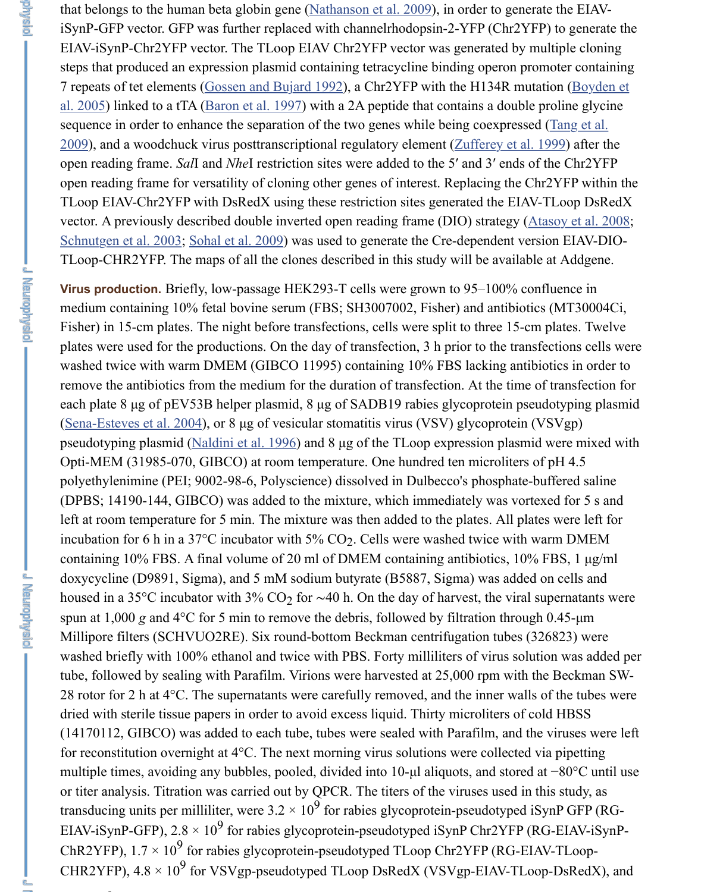that belongs to the human beta globin gene (Nathanson et al. 2009), in order to generate the EIAV-iSynP-GFP vector. GFP was further replaced with channelrhodopsin-2-YFP (Chr2YFP) to generate the EIAV-iSynP-Chr2YFP vector. The TLoop EIAV Chr2YFP vector was generated by multiple cloning steps that produced an expression plasmid containing tetracycline binding operon promoter containing 7 repeats of tet elements (Gossen and Bujard 1992), a Chr2YFP with the H134R mutation (Boyden et al. 2005) linked to a tTA (Baron et al. 1997) with a 2A peptide that contains a double proline glycine sequence in order to enhance the separation of the two genes while being coexpressed (Tang et al. 2009), and a woodchuck virus posttranscriptional regulatory element (Zufferey et al. 1999) after the open reading frame. *Sal*I and *Nhe*I restriction sites were added to the 5′ and 3′ ends of the Chr2YFP open reading frame for versatility of cloning other genes of interest. Replacing the Chr2YFP within the TLoop EIAV-Chr2YFP with DsRedX using these restriction sites generated the EIAV-TLoop DsRedX vector. A previously described double inverted open reading frame (DIO) strategy (Atasoy et al. 2008; Schnutgen et al. 2003; Sohal et al. 2009) was used to generate the Cre-dependent version EIAV-DIO-TLoop-CHR2YFP. The maps of all the clones described in this study will be available at Addgene.

**Virus production.** Briefly, low-passage HEK293-T cells were grown to 95–100% confluence in medium containing 10% fetal bovine serum (FBS; SH3007002, Fisher) and antibiotics (MT30004Ci, Fisher) in 15-cm plates. The night before transfections, cells were split to three 15-cm plates. Twelve plates were used for the productions. On the day of transfection, 3 h prior to the transfections cells were washed twice with warm DMEM (GIBCO 11995) containing 10% FBS lacking antibiotics in order to remove the antibiotics from the medium for the duration of transfection. At the time of transfection for each plate 8 μg of pEV53B helper plasmid, 8 μg of SADB19 rabies glycoprotein pseudotyping plasmid (Sena-Esteves et al. 2004), or 8 μg of vesicular stomatitis virus (VSV) glycoprotein (VSVgp) pseudotyping plasmid (Naldini et al. 1996) and 8 μg of the TLoop expression plasmid were mixed with Opti-MEM (31985-070, GIBCO) at room temperature. One hundred ten microliters of pH 4.5 polyethylenimine (PEI; 9002-98-6, Polyscience) dissolved in Dulbecco's phosphate-buffered saline (DPBS; 14190-144, GIBCO) was added to the mixture, which immediately was vortexed for 5 s and left at room temperature for 5 min. The mixture was then added to the plates. All plates were left for incubation for 6 h in a 37°C incubator with 5% $CO_2$. Cells were washed twice with warm DMEM containing 10% FBS. A final volume of 20 ml of DMEM containing antibiotics, 10% FBS, 1 μg/ml doxycycline (D9891, Sigma), and 5 mM sodium butyrate (B5887, Sigma) was added on cells and housed in a 35°C incubator with 3% $CO_2$ for ~40 h. On the day of harvest, the viral supernatants were spun at 1,000 *g* and 4°C for 5 min to remove the debris, followed by filtration through 0.45-μm Millipore filters (SCHVUO2RE). Six round-bottom Beckman centrifugation tubes (326823) were washed briefly with 100% ethanol and twice with PBS. Forty milliliters of virus solution was added per tube, followed by sealing with Parafilm. Virions were harvested at 25,000 rpm with the Beckman SW-28 rotor for 2 h at 4°C. The supernatants were carefully removed, and the inner walls of the tubes were dried with sterile tissue papers in order to avoid excess liquid. Thirty microliters of cold HBSS (14170112, GIBCO) was added to each tube, tubes were sealed with Parafilm, and the viruses were left for reconstitution overnight at 4°C. The next morning virus solutions were collected via pipetting multiple times, avoiding any bubbles, pooled, divided into 10-μl aliquots, and stored at −80°C until use or titer analysis. Titration was carried out by QPCR. The titers of the viruses used in this study, as transducing units per milliliter, were $3.2 \times 10^9$ for rabies glycoprotein-pseudotyped iSynP GFP (RG-EIAV-iSynP-GFP), $2.8 \times 10^9$ for rabies glycoprotein-pseudotyped iSynP Chr2YFP (RG-EIAV-iSynP-ChR2YFP), $1.7 \times 10^9$ for rabies glycoprotein-pseudotyped TLoop Chr2YFP (RG-EIAV-TLoop-CHR2YFP), $4.8 \times 10^9$ for VSVgp-pseudotyped TLoop DsRedX (VSVgp-EIAV-TLoop-DsRedX), and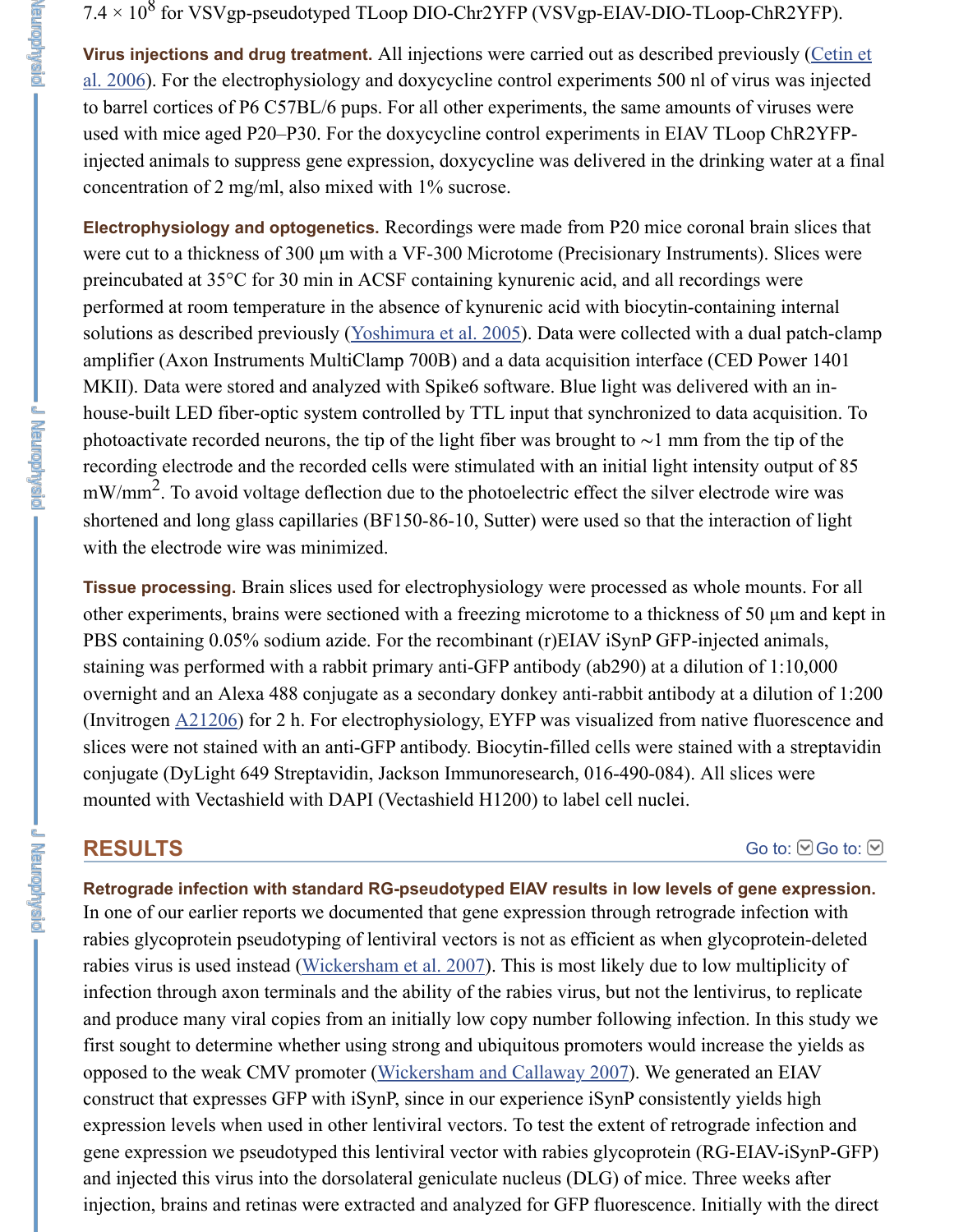$7.4 \times 10^8$ for VSVgp-pseudotyped TLoop DIO-Chr2YFP (VSVgp-EIAV-DIO-TLoop-ChR2YFP).

**Virus injections and drug treatment.** All injections were carried out as described previously (Cetin et al. 2006). For the electrophysiology and doxycycline control experiments 500 nl of virus was injected to barrel cortices of P6 C57BL/6 pups. For all other experiments, the same amounts of viruses were used with mice aged P20–P30. For the doxycycline control experiments in EIAV TLoop ChR2YFP-injected animals to suppress gene expression, doxycycline was delivered in the drinking water at a final concentration of 2 mg/ml, also mixed with 1% sucrose.

**Electrophysiology and optogenetics.** Recordings were made from P20 mice coronal brain slices that were cut to a thickness of 300 μm with a VF-300 Microtome (Precisionary Instruments). Slices were preincubated at 35°C for 30 min in ACSF containing kynurenic acid, and all recordings were performed at room temperature in the absence of kynurenic acid with biocytin-containing internal solutions as described previously (Yoshimura et al. 2005). Data were collected with a dual patch-clamp amplifier (Axon Instruments MultiClamp 700B) and a data acquisition interface (CED Power 1401 MKII). Data were stored and analyzed with Spike6 software. Blue light was delivered with an in-house-built LED fiber-optic system controlled by TTL input that synchronized to data acquisition. To photoactivate recorded neurons, the tip of the light fiber was brought to ∼1 mm from the tip of the recording electrode and the recorded cells were stimulated with an initial light intensity output of 85 $mW/mm^2$. To avoid voltage deflection due to the photoelectric effect the silver electrode wire was shortened and long glass capillaries (BF150-86-10, Sutter) were used so that the interaction of light with the electrode wire was minimized.

**Tissue processing.** Brain slices used for electrophysiology were processed as whole mounts. For all other experiments, brains were sectioned with a freezing microtome to a thickness of 50 μm and kept in PBS containing 0.05% sodium azide. For the recombinant (r)EIAV iSynP GFP-injected animals, staining was performed with a rabbit primary anti-GFP antibody (ab290) at a dilution of 1:10,000 overnight and an Alexa 488 conjugate as a secondary donkey anti-rabbit antibody at a dilution of 1:200 (Invitrogen A21206) for 2 h. For electrophysiology, EYFP was visualized from native fluorescence and slices were not stained with an anti-GFP antibody. Biocytin-filled cells were stained with a streptavidin conjugate (DyLight 649 Streptavidin, Jackson Immunoresearch, 016-490-084). All slices were mounted with Vectashield with DAPI (Vectashield H1200) to label cell nuclei.

## RESULTS

**Retrograde infection with standard RG-pseudotyped EIAV results in low levels of gene expression.** In one of our earlier reports we documented that gene expression through retrograde infection with rabies glycoprotein pseudotyping of lentiviral vectors is not as efficient as when glycoprotein-deleted rabies virus is used instead (Wickersham et al. 2007). This is most likely due to low multiplicity of infection through axon terminals and the ability of the rabies virus, but not the lentivirus, to replicate and produce many viral copies from an initially low copy number following infection. In this study we first sought to determine whether using strong and ubiquitous promoters would increase the yields as opposed to the weak CMV promoter (Wickersham and Callaway 2007). We generated an EIAV construct that expresses GFP with iSynP, since in our experience iSynP consistently yields high expression levels when used in other lentiviral vectors. To test the extent of retrograde infection and gene expression we pseudotyped this lentiviral vector with rabies glycoprotein (RG-EIAV-iSynP-GFP) and injected this virus into the dorsolateral geniculate nucleus (DLG) of mice. Three weeks after injection, brains and retinas were extracted and analyzed for GFP fluorescence. Initially with the direct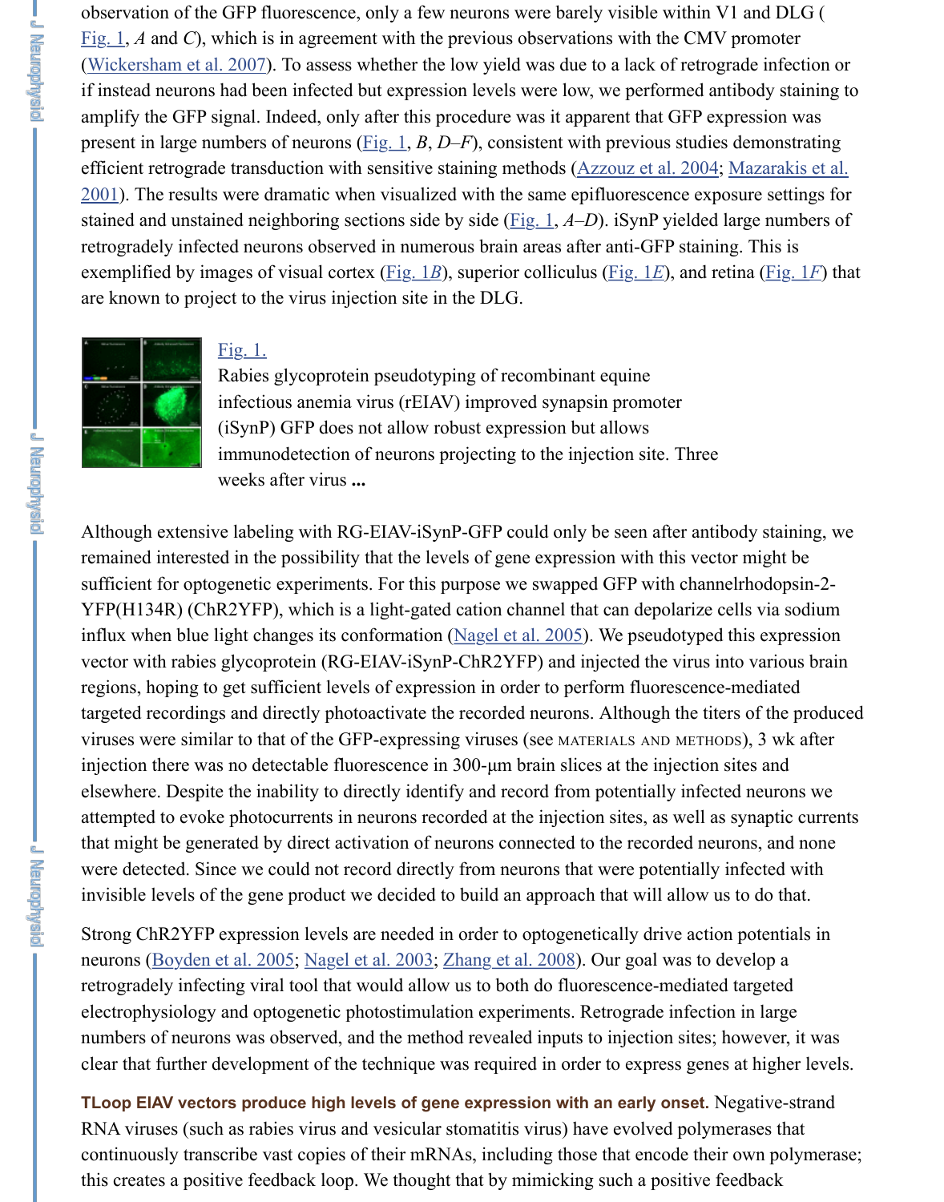observation of the GFP fluorescence, only a few neurons were barely visible within V1 and DLG (Fig. 1, *A* and *C*), which is in agreement with the previous observations with the CMV promoter (Wickersham et al. 2007). To assess whether the low yield was due to a lack of retrograde infection or if instead neurons had been infected but expression levels were low, we performed antibody staining to amplify the GFP signal. Indeed, only after this procedure was it apparent that GFP expression was present in large numbers of neurons (Fig. 1, *B*, *D–F*), consistent with previous studies demonstrating efficient retrograde transduction with sensitive staining methods (Azzouz et al. 2004; Mazarakis et al. 2001). The results were dramatic when visualized with the same epifluorescence exposure settings for stained and unstained neighboring sections side by side (Fig. 1, *A–D*). iSynP yielded large numbers of retrogradely infected neurons observed in numerous brain areas after anti-GFP staining. This is exemplified by images of visual cortex (Fig. 1*B*), superior colliculus (Fig. 1*E*), and retina (Fig. 1*F*) that are known to project to the virus injection site in the DLG.

Fig. 1.
Rabies glycoprotein pseudotyping of recombinant equine infectious anemia virus (rEIAV) improved synapsin promoter (iSynP) GFP does not allow robust expression but allows immunodetection of neurons projecting to the injection site. Three weeks after virus ...

Although extensive labeling with RG-EIAV-iSynP-GFP could only be seen after antibody staining, we remained interested in the possibility that the levels of gene expression with this vector might be sufficient for optogenetic experiments. For this purpose we swapped GFP with channelrhodopsin-2-YFP(H134R) (ChR2YFP), which is a light-gated cation channel that can depolarize cells via sodium influx when blue light changes its conformation (Nagel et al. 2005). We pseudotyped this expression vector with rabies glycoprotein (RG-EIAV-iSynP-ChR2YFP) and injected the virus into various brain regions, hoping to get sufficient levels of expression in order to perform fluorescence-mediated targeted recordings and directly photoactivate the recorded neurons. Although the titers of the produced viruses were similar to that of the GFP-expressing viruses (see MATERIALS AND METHODS), 3 wk after injection there was no detectable fluorescence in 300-μm brain slices at the injection sites and elsewhere. Despite the inability to directly identify and record from potentially infected neurons we attempted to evoke photocurrents in neurons recorded at the injection sites, as well as synaptic currents that might be generated by direct activation of neurons connected to the recorded neurons, and none were detected. Since we could not record directly from neurons that were potentially infected with invisible levels of the gene product we decided to build an approach that will allow us to do that.

Strong ChR2YFP expression levels are needed in order to optogenetically drive action potentials in neurons (Boyden et al. 2005; Nagel et al. 2003; Zhang et al. 2008). Our goal was to develop a retrogradely infecting viral tool that would allow us to both do fluorescence-mediated targeted electrophysiology and optogenetic photostimulation experiments. Retrograde infection in large numbers of neurons was observed, and the method revealed inputs to injection sites; however, it was clear that further development of the technique was required in order to express genes at higher levels.

**TLoop EIAV vectors produce high levels of gene expression with an early onset.** Negative-strand RNA viruses (such as rabies virus and vesicular stomatitis virus) have evolved polymerases that continuously transcribe vast copies of their mRNAs, including those that encode their own polymerase; this creates a positive feedback loop. We thought that by mimicking such a positive feedback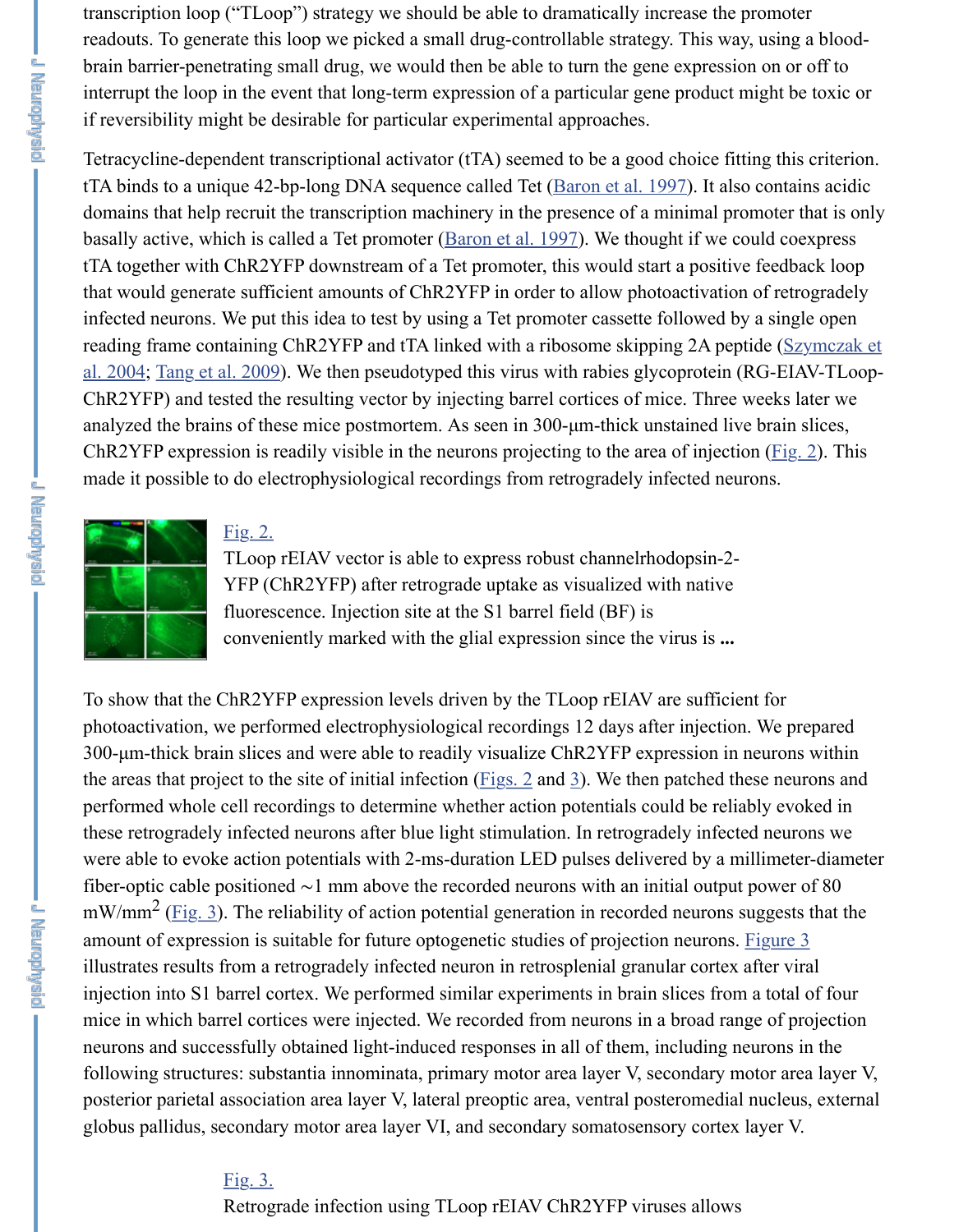transcription loop ("TLoop") strategy we should be able to dramatically increase the promoter readouts. To generate this loop we picked a small drug-controllable strategy. This way, using a blood-brain barrier-penetrating small drug, we would then be able to turn the gene expression on or off to interrupt the loop in the event that long-term expression of a particular gene product might be toxic or if reversibility might be desirable for particular experimental approaches.

Tetracycline-dependent transcriptional activator (tTA) seemed to be a good choice fitting this criterion. tTA binds to a unique 42-bp-long DNA sequence called Tet (Baron et al. 1997). It also contains acidic domains that help recruit the transcription machinery in the presence of a minimal promoter that is only basally active, which is called a Tet promoter (Baron et al. 1997). We thought if we could coexpress tTA together with ChR2YFP downstream of a Tet promoter, this would start a positive feedback loop that would generate sufficient amounts of ChR2YFP in order to allow photoactivation of retrogradely infected neurons. We put this idea to test by using a Tet promoter cassette followed by a single open reading frame containing ChR2YFP and tTA linked with a ribosome skipping 2A peptide (Szymczak et al. 2004; Tang et al. 2009). We then pseudotyped this virus with rabies glycoprotein (RG-EIAV-TLoop-ChR2YFP) and tested the resulting vector by injecting barrel cortices of mice. Three weeks later we analyzed the brains of these mice postmortem. As seen in 300-μm-thick unstained live brain slices, ChR2YFP expression is readily visible in the neurons projecting to the area of injection (Fig. 2). This made it possible to do electrophysiological recordings from retrogradely infected neurons.

Fig. 2.

TLoop rEIAV vector is able to express robust channelrhodopsin-2-YFP (ChR2YFP) after retrograde uptake as visualized with native fluorescence. Injection site at the S1 barrel field (BF) is conveniently marked with the glial expression since the virus is ...

To show that the ChR2YFP expression levels driven by the TLoop rEIAV are sufficient for photoactivation, we performed electrophysiological recordings 12 days after injection. We prepared 300-μm-thick brain slices and were able to readily visualize ChR2YFP expression in neurons within the areas that project to the site of initial infection (Figs. 2 and 3). We then patched these neurons and performed whole cell recordings to determine whether action potentials could be reliably evoked in these retrogradely infected neurons after blue light stimulation. In retrogradely infected neurons we were able to evoke action potentials with 2-ms-duration LED pulses delivered by a millimeter-diameter fiber-optic cable positioned ∼1 mm above the recorded neurons with an initial output power of 80 $mW/mm^2$ (Fig. 3). The reliability of action potential generation in recorded neurons suggests that the amount of expression is suitable for future optogenetic studies of projection neurons. Figure 3 illustrates results from a retrogradely infected neuron in retrosplenial granular cortex after viral injection into S1 barrel cortex. We performed similar experiments in brain slices from a total of four mice in which barrel cortices were injected. We recorded from neurons in a broad range of projection neurons and successfully obtained light-induced responses in all of them, including neurons in the following structures: substantia innominata, primary motor area layer V, secondary motor area layer V, posterior parietal association area layer V, lateral preoptic area, ventral posteromedial nucleus, external globus pallidus, secondary motor area layer VI, and secondary somatosensory cortex layer V.

Fig. 3.

Retrograde infection using TLoop rEIAV ChR2YFP viruses allows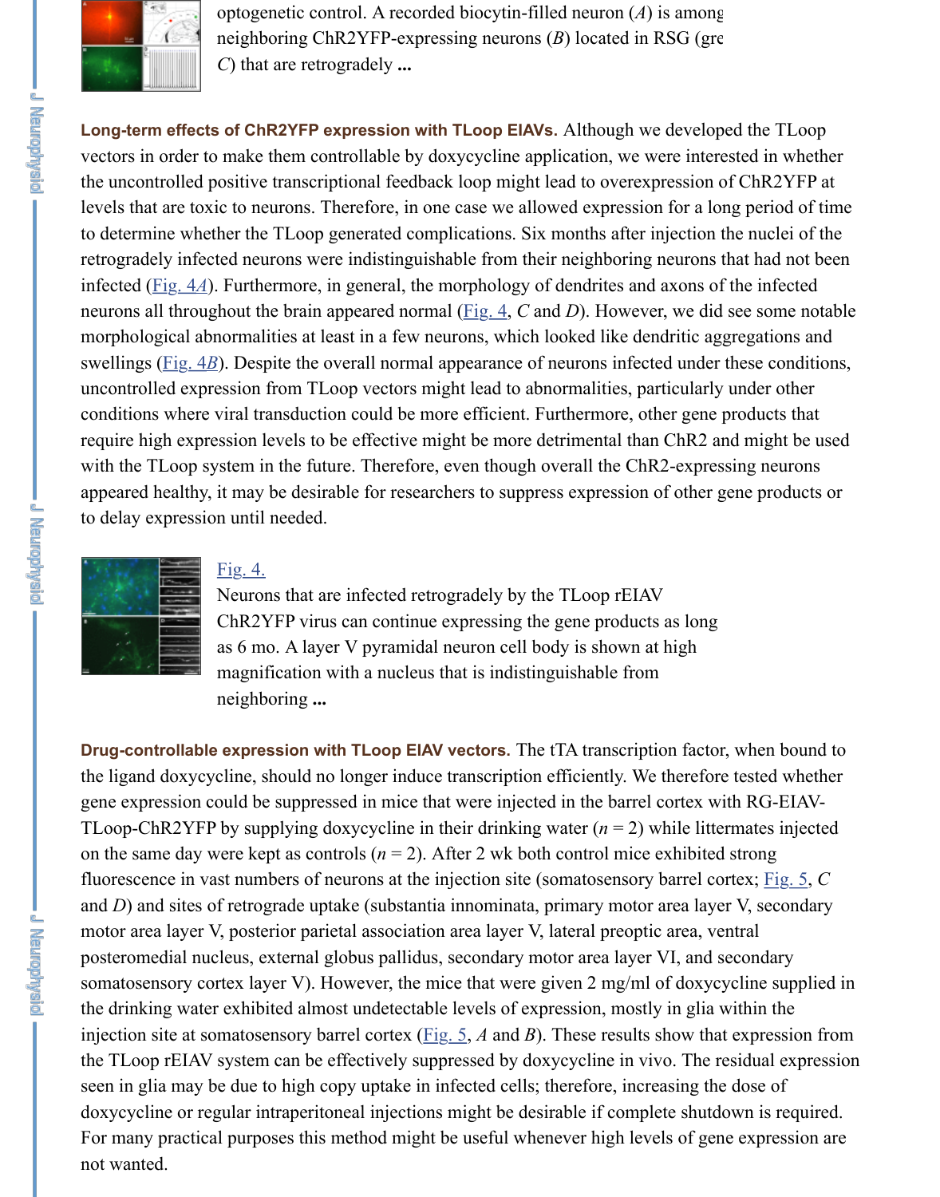optogenetic control. A recorded biocytin-filled neuron (*A*) is among neighboring ChR2YFP-expressing neurons (*B*) located in RSG (gre *C*) that are retrogradely **...**

**Long-term effects of ChR2YFP expression with TLoop EIAVs.** Although we developed the TLoop vectors in order to make them controllable by doxycycline application, we were interested in whether the uncontrolled positive transcriptional feedback loop might lead to overexpression of ChR2YFP at levels that are toxic to neurons. Therefore, in one case we allowed expression for a long period of time to determine whether the TLoop generated complications. Six months after injection the nuclei of the retrogradely infected neurons were indistinguishable from their neighboring neurons that had not been infected (Fig. 4*A*). Furthermore, in general, the morphology of dendrites and axons of the infected neurons all throughout the brain appeared normal (Fig. 4, *C* and *D*). However, we did see some notable morphological abnormalities at least in a few neurons, which looked like dendritic aggregations and swellings (Fig. 4*B*). Despite the overall normal appearance of neurons infected under these conditions, uncontrolled expression from TLoop vectors might lead to abnormalities, particularly under other conditions where viral transduction could be more efficient. Furthermore, other gene products that require high expression levels to be effective might be more detrimental than ChR2 and might be used with the TLoop system in the future. Therefore, even though overall the ChR2-expressing neurons appeared healthy, it may be desirable for researchers to suppress expression of other gene products or to delay expression until needed.

Fig. 4.

Neurons that are infected retrogradely by the TLoop rEIAV ChR2YFP virus can continue expressing the gene products as long as 6 mo. A layer V pyramidal neuron cell body is shown at high magnification with a nucleus that is indistinguishable from neighboring **...**

**Drug-controllable expression with TLoop EIAV vectors.** The tTA transcription factor, when bound to the ligand doxycycline, should no longer induce transcription efficiently. We therefore tested whether gene expression could be suppressed in mice that were injected in the barrel cortex with RG-EIAV-TLoop-ChR2YFP by supplying doxycycline in their drinking water ($n = 2$) while littermates injected on the same day were kept as controls ($n = 2$). After 2 wk both control mice exhibited strong fluorescence in vast numbers of neurons at the injection site (somatosensory barrel cortex; Fig. 5, *C* and *D*) and sites of retrograde uptake (substantia innominata, primary motor area layer V, secondary motor area layer V, posterior parietal association area layer V, lateral preoptic area, ventral posteromedial nucleus, external globus pallidus, secondary motor area layer VI, and secondary somatosensory cortex layer V). However, the mice that were given 2 mg/ml of doxycycline supplied in the drinking water exhibited almost undetectable levels of expression, mostly in glia within the injection site at somatosensory barrel cortex (Fig. 5, *A* and *B*). These results show that expression from the TLoop rEIAV system can be effectively suppressed by doxycycline in vivo. The residual expression seen in glia may be due to high copy uptake in infected cells; therefore, increasing the dose of doxycycline or regular intraperitoneal injections might be desirable if complete shutdown is required. For many practical purposes this method might be useful whenever high levels of gene expression are not wanted.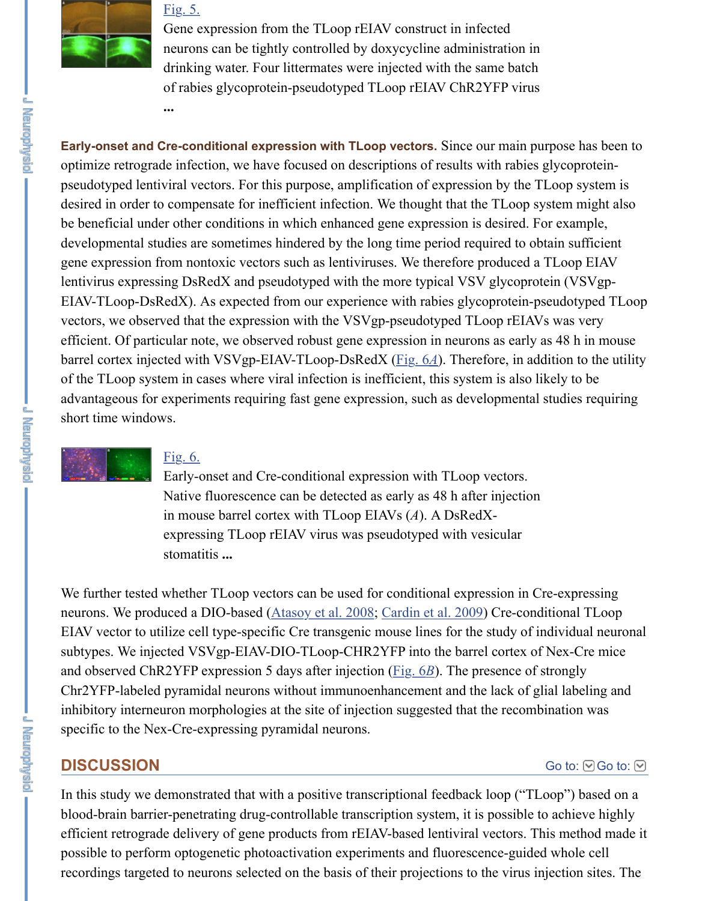[Fig. 5.](#)

Gene expression from the TLoop rEIAV construct in infected neurons can be tightly controlled by doxycycline administration in drinking water. Four littermates were injected with the same batch of rabies glycoprotein-pseudotyped TLoop rEIAV ChR2YFP virus ...

**Early-onset and Cre-conditional expression with TLoop vectors.** Since our main purpose has been to optimize retrograde infection, we have focused on descriptions of results with rabies glycoprotein-pseudotyped lentiviral vectors. For this purpose, amplification of expression by the TLoop system is desired in order to compensate for inefficient infection. We thought that the TLoop system might also be beneficial under other conditions in which enhanced gene expression is desired. For example, developmental studies are sometimes hindered by the long time period required to obtain sufficient gene expression from nontoxic vectors such as lentiviruses. We therefore produced a TLoop EIAV lentivirus expressing DsRedX and pseudotyped with the more typical VSV glycoprotein (VSVgp-EIAV-TLoop-DsRedX). As expected from our experience with rabies glycoprotein-pseudotyped TLoop vectors, we observed that the expression with the VSVgp-pseudotyped TLoop rEIAVs was very efficient. Of particular note, we observed robust gene expression in neurons as early as 48 h in mouse barrel cortex injected with VSVgp-EIAV-TLoop-DsRedX ([Fig. 6*A*](#)). Therefore, in addition to the utility of the TLoop system in cases where viral infection is inefficient, this system is also likely to be advantageous for experiments requiring fast gene expression, such as developmental studies requiring short time windows.

[Fig. 6.](#)

Early-onset and Cre-conditional expression with TLoop vectors. Native fluorescence can be detected as early as 48 h after injection in mouse barrel cortex with TLoop EIAVs (*A*). A DsRedX-expressing TLoop rEIAV virus was pseudotyped with vesicular stomatitis **...**

We further tested whether TLoop vectors can be used for conditional expression in Cre-expressing neurons. We produced a DIO-based ([Atasoy et al. 2008](#); [Cardin et al. 2009](#)) Cre-conditional TLoop EIAV vector to utilize cell type-specific Cre transgenic mouse lines for the study of individual neuronal subtypes. We injected VSVgp-EIAV-DIO-TLoop-CHR2YFP into the barrel cortex of Nex-Cre mice and observed ChR2YFP expression 5 days after injection ([Fig. 6*B*](#)). The presence of strongly Chr2YFP-labeled pyramidal neurons without immunoenhancement and the lack of glial labeling and inhibitory interneuron morphologies at the site of injection suggested that the recombination was specific to the Nex-Cre-expressing pyramidal neurons.

## DISCUSSION

In this study we demonstrated that with a positive transcriptional feedback loop ("TLoop") based on a blood-brain barrier-penetrating drug-controllable transcription system, it is possible to achieve highly efficient retrograde delivery of gene products from rEIAV-based lentiviral vectors. This method made it possible to perform optogenetic photoactivation experiments and fluorescence-guided whole cell recordings targeted to neurons selected on the basis of their projections to the virus injection sites. The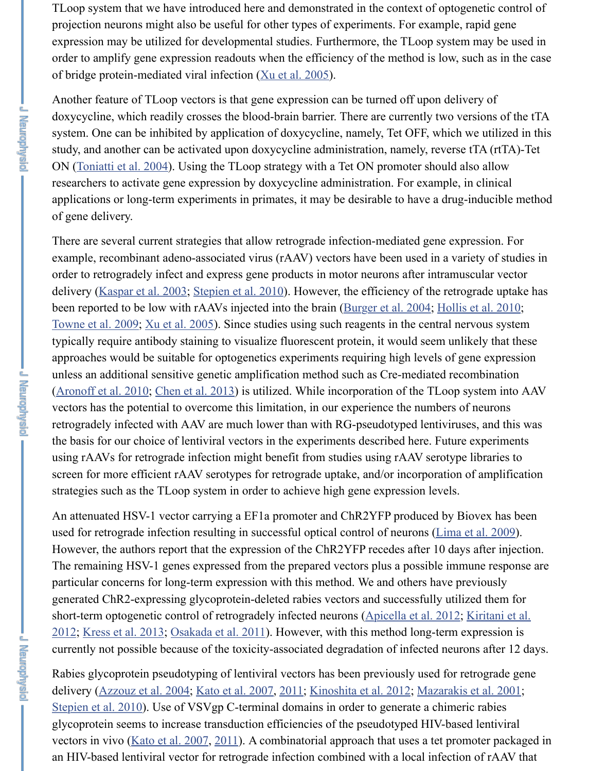TLoop system that we have introduced here and demonstrated in the context of optogenetic control of projection neurons might also be useful for other types of experiments. For example, rapid gene expression may be utilized for developmental studies. Furthermore, the TLoop system may be used in order to amplify gene expression readouts when the efficiency of the method is low, such as in the case of bridge protein-mediated viral infection (Xu et al. 2005).

Another feature of TLoop vectors is that gene expression can be turned off upon delivery of doxycycline, which readily crosses the blood-brain barrier. There are currently two versions of the tTA system. One can be inhibited by application of doxycycline, namely, Tet OFF, which we utilized in this study, and another can be activated upon doxycycline administration, namely, reverse tTA (rtTA)-Tet ON (Toniatti et al. 2004). Using the TLoop strategy with a Tet ON promoter should also allow researchers to activate gene expression by doxycycline administration. For example, in clinical applications or long-term experiments in primates, it may be desirable to have a drug-inducible method of gene delivery.

There are several current strategies that allow retrograde infection-mediated gene expression. For example, recombinant adeno-associated virus (rAAV) vectors have been used in a variety of studies in order to retrogradely infect and express gene products in motor neurons after intramuscular vector delivery (Kaspar et al. 2003; Stepien et al. 2010). However, the efficiency of the retrograde uptake has been reported to be low with rAAVs injected into the brain (Burger et al. 2004; Hollis et al. 2010; Towne et al. 2009; Xu et al. 2005). Since studies using such reagents in the central nervous system typically require antibody staining to visualize fluorescent protein, it would seem unlikely that these approaches would be suitable for optogenetics experiments requiring high levels of gene expression unless an additional sensitive genetic amplification method such as Cre-mediated recombination (Aronoff et al. 2010; Chen et al. 2013) is utilized. While incorporation of the TLoop system into AAV vectors has the potential to overcome this limitation, in our experience the numbers of neurons retrogradely infected with AAV are much lower than with RG-pseudotyped lentiviruses, and this was the basis for our choice of lentiviral vectors in the experiments described here. Future experiments using rAAVs for retrograde infection might benefit from studies using rAAV serotype libraries to screen for more efficient rAAV serotypes for retrograde uptake, and/or incorporation of amplification strategies such as the TLoop system in order to achieve high gene expression levels.

An attenuated HSV-1 vector carrying a EF1a promoter and ChR2YFP produced by Biovex has been used for retrograde infection resulting in successful optical control of neurons (Lima et al. 2009). However, the authors report that the expression of the ChR2YFP recedes after 10 days after injection. The remaining HSV-1 genes expressed from the prepared vectors plus a possible immune response are particular concerns for long-term expression with this method. We and others have previously generated ChR2-expressing glycoprotein-deleted rabies vectors and successfully utilized them for short-term optogenetic control of retrogradely infected neurons (Apicella et al. 2012; Kiritani et al. 2012; Kress et al. 2013; Osakada et al. 2011). However, with this method long-term expression is currently not possible because of the toxicity-associated degradation of infected neurons after 12 days.

Rabies glycoprotein pseudotyping of lentiviral vectors has been previously used for retrograde gene delivery (Azzouz et al. 2004; Kato et al. 2007, 2011; Kinoshita et al. 2012; Mazarakis et al. 2001; Stepien et al. 2010). Use of VSVgp C-terminal domains in order to generate a chimeric rabies glycoprotein seems to increase transduction efficiencies of the pseudotyped HIV-based lentiviral vectors in vivo (Kato et al. 2007, 2011). A combinatorial approach that uses a tet promoter packaged in an HIV-based lentiviral vector for retrograde infection combined with a local infection of rAAV that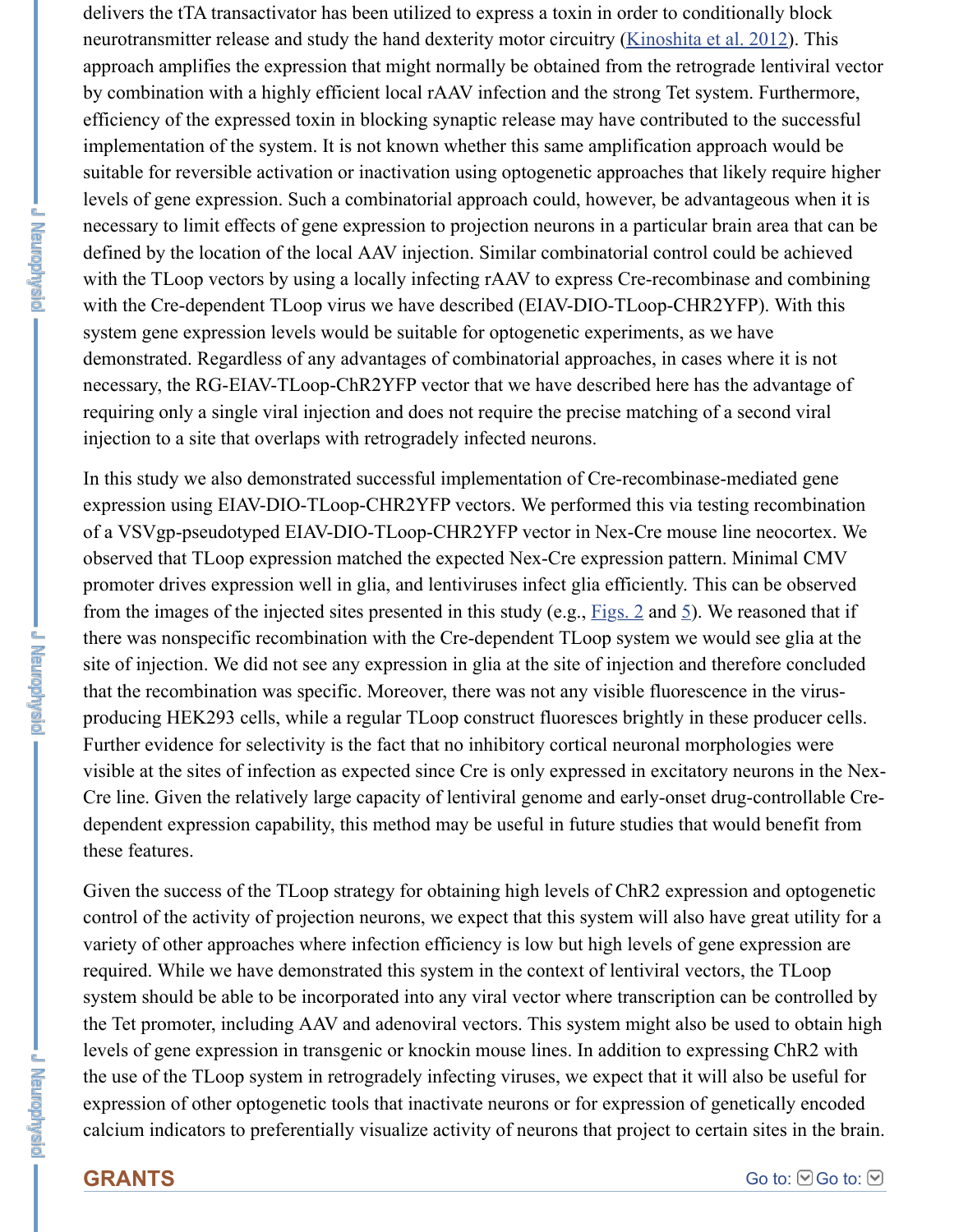delivers the tTA transactivator has been utilized to express a toxin in order to conditionally block neurotransmitter release and study the hand dexterity motor circuitry (Kinoshita et al. 2012). This approach amplifies the expression that might normally be obtained from the retrograde lentiviral vector by combination with a highly efficient local rAAV infection and the strong Tet system. Furthermore, efficiency of the expressed toxin in blocking synaptic release may have contributed to the successful implementation of the system. It is not known whether this same amplification approach would be suitable for reversible activation or inactivation using optogenetic approaches that likely require higher levels of gene expression. Such a combinatorial approach could, however, be advantageous when it is necessary to limit effects of gene expression to projection neurons in a particular brain area that can be defined by the location of the local AAV injection. Similar combinatorial control could be achieved with the TLoop vectors by using a locally infecting rAAV to express Cre-recombinase and combining with the Cre-dependent TLoop virus we have described (EIAV-DIO-TLoop-CHR2YFP). With this system gene expression levels would be suitable for optogenetic experiments, as we have demonstrated. Regardless of any advantages of combinatorial approaches, in cases where it is not necessary, the RG-EIAV-TLoop-ChR2YFP vector that we have described here has the advantage of requiring only a single viral injection and does not require the precise matching of a second viral injection to a site that overlaps with retrogradely infected neurons.

In this study we also demonstrated successful implementation of Cre-recombinase-mediated gene expression using EIAV-DIO-TLoop-CHR2YFP vectors. We performed this via testing recombination of a VSVgp-pseudotyped EIAV-DIO-TLoop-CHR2YFP vector in Nex-Cre mouse line neocortex. We observed that TLoop expression matched the expected Nex-Cre expression pattern. Minimal CMV promoter drives expression well in glia, and lentiviruses infect glia efficiently. This can be observed from the images of the injected sites presented in this study (e.g., Figs. 2 and 5). We reasoned that if there was nonspecific recombination with the Cre-dependent TLoop system we would see glia at the site of injection. We did not see any expression in glia at the site of injection and therefore concluded that the recombination was specific. Moreover, there was not any visible fluorescence in the virus-producing HEK293 cells, while a regular TLoop construct fluoresces brightly in these producer cells. Further evidence for selectivity is the fact that no inhibitory cortical neuronal morphologies were visible at the sites of infection as expected since Cre is only expressed in excitatory neurons in the Nex-Cre line. Given the relatively large capacity of lentiviral genome and early-onset drug-controllable Cre-dependent expression capability, this method may be useful in future studies that would benefit from these features.

Given the success of the TLoop strategy for obtaining high levels of ChR2 expression and optogenetic control of the activity of projection neurons, we expect that this system will also have great utility for a variety of other approaches where infection efficiency is low but high levels of gene expression are required. While we have demonstrated this system in the context of lentiviral vectors, the TLoop system should be able to be incorporated into any viral vector where transcription can be controlled by the Tet promoter, including AAV and adenoviral vectors. This system might also be used to obtain high levels of gene expression in transgenic or knockin mouse lines. In addition to expressing ChR2 with the use of the TLoop system in retrogradely infecting viruses, we expect that it will also be useful for expression of other optogenetic tools that inactivate neurons or for expression of genetically encoded calcium indicators to preferentially visualize activity of neurons that project to certain sites in the brain.

## GRANTS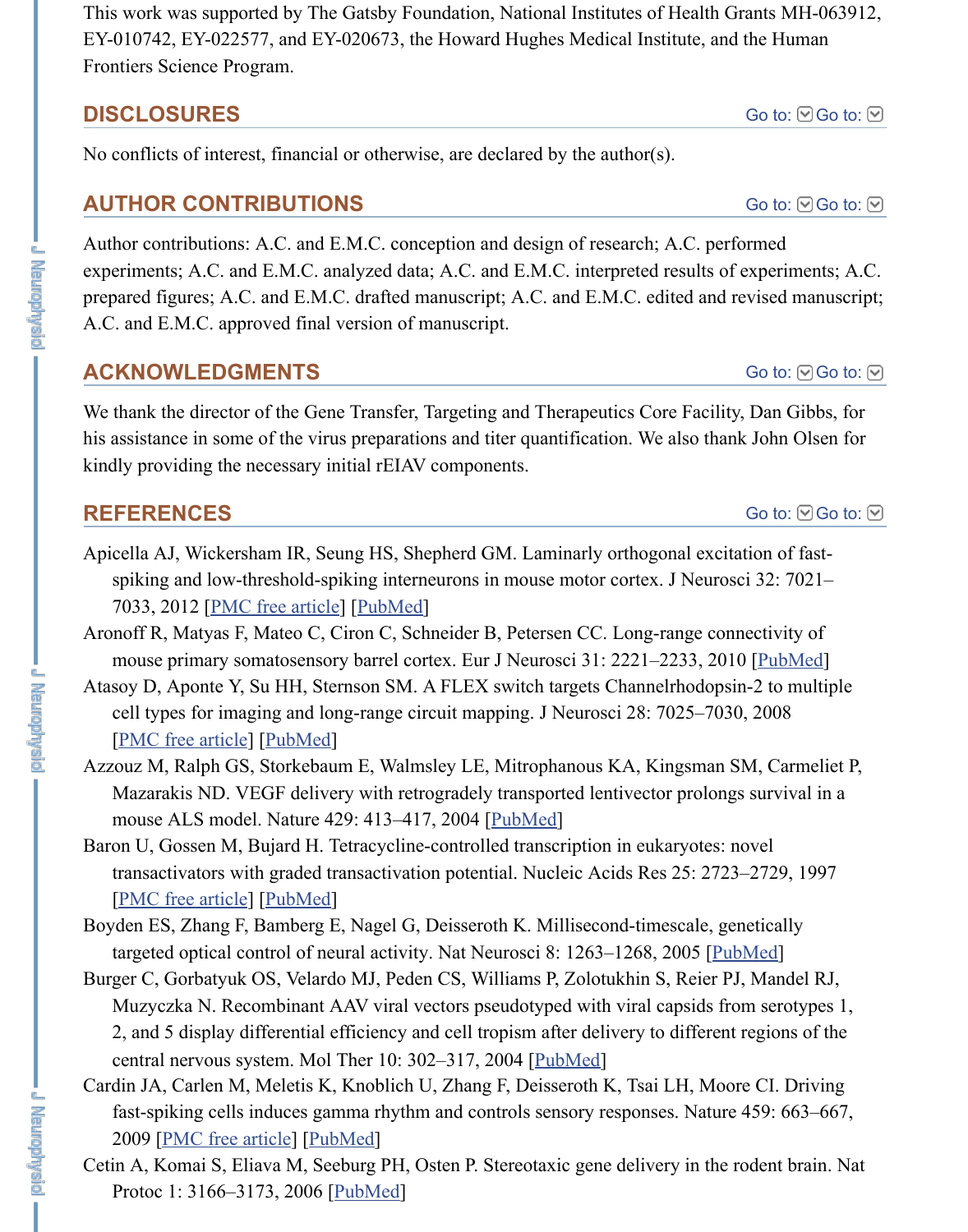This work was supported by The Gatsby Foundation, National Institutes of Health Grants MH-063912, EY-010742, EY-022577, and EY-020673, the Howard Hughes Medical Institute, and the Human Frontiers Science Program.

## DISCLOSURES

No conflicts of interest, financial or otherwise, are declared by the author(s).

## AUTHOR CONTRIBUTIONS

Author contributions: A.C. and E.M.C. conception and design of research; A.C. performed experiments; A.C. and E.M.C. analyzed data; A.C. and E.M.C. interpreted results of experiments; A.C. prepared figures; A.C. and E.M.C. drafted manuscript; A.C. and E.M.C. edited and revised manuscript; A.C. and E.M.C. approved final version of manuscript.

## ACKNOWLEDGMENTS

We thank the director of the Gene Transfer, Targeting and Therapeutics Core Facility, Dan Gibbs, for his assistance in some of the virus preparations and titer quantification. We also thank John Olsen for kindly providing the necessary initial rEIAV components.

## REFERENCES

Apicella AJ, Wickersham IR, Seung HS, Shepherd GM. Laminarly orthogonal excitation of fast-spiking and low-threshold-spiking interneurons in mouse motor cortex. J Neurosci 32: 7021–7033, 2012 [PMC free article] [PubMed]

Aronoff R, Matyas F, Mateo C, Ciron C, Schneider B, Petersen CC. Long-range connectivity of mouse primary somatosensory barrel cortex. Eur J Neurosci 31: 2221–2233, 2010 [PubMed]

Atasoy D, Aponte Y, Su HH, Sternson SM. A FLEX switch targets Channelrhodopsin-2 to multiple cell types for imaging and long-range circuit mapping. J Neurosci 28: 7025–7030, 2008 [PMC free article] [PubMed]

Azzouz M, Ralph GS, Storkebaum E, Walmsley LE, Mitrophanous KA, Kingsman SM, Carmeliet P, Mazarakis ND. VEGF delivery with retrogradely transported lentivector prolongs survival in a mouse ALS model. Nature 429: 413–417, 2004 [PubMed]

Baron U, Gossen M, Bujard H. Tetracycline-controlled transcription in eukaryotes: novel transactivators with graded transactivation potential. Nucleic Acids Res 25: 2723–2729, 1997 [PMC free article] [PubMed]

Boyden ES, Zhang F, Bamberg E, Nagel G, Deisseroth K. Millisecond-timescale, genetically targeted optical control of neural activity. Nat Neurosci 8: 1263–1268, 2005 [PubMed]

Burger C, Gorbatyuk OS, Velardo MJ, Peden CS, Williams P, Zolotukhin S, Reier PJ, Mandel RJ, Muzyczka N. Recombinant AAV viral vectors pseudotyped with viral capsids from serotypes 1, 2, and 5 display differential efficiency and cell tropism after delivery to different regions of the central nervous system. Mol Ther 10: 302–317, 2004 [PubMed]

Cardin JA, Carlen M, Meletis K, Knoblich U, Zhang F, Deisseroth K, Tsai LH, Moore CI. Driving fast-spiking cells induces gamma rhythm and controls sensory responses. Nature 459: 663–667, 2009 [PMC free article] [PubMed]

Cetin A, Komai S, Eliava M, Seeburg PH, Osten P. Stereotaxic gene delivery in the rodent brain. Nat Protoc 1: 3166–3173, 2006 [PubMed]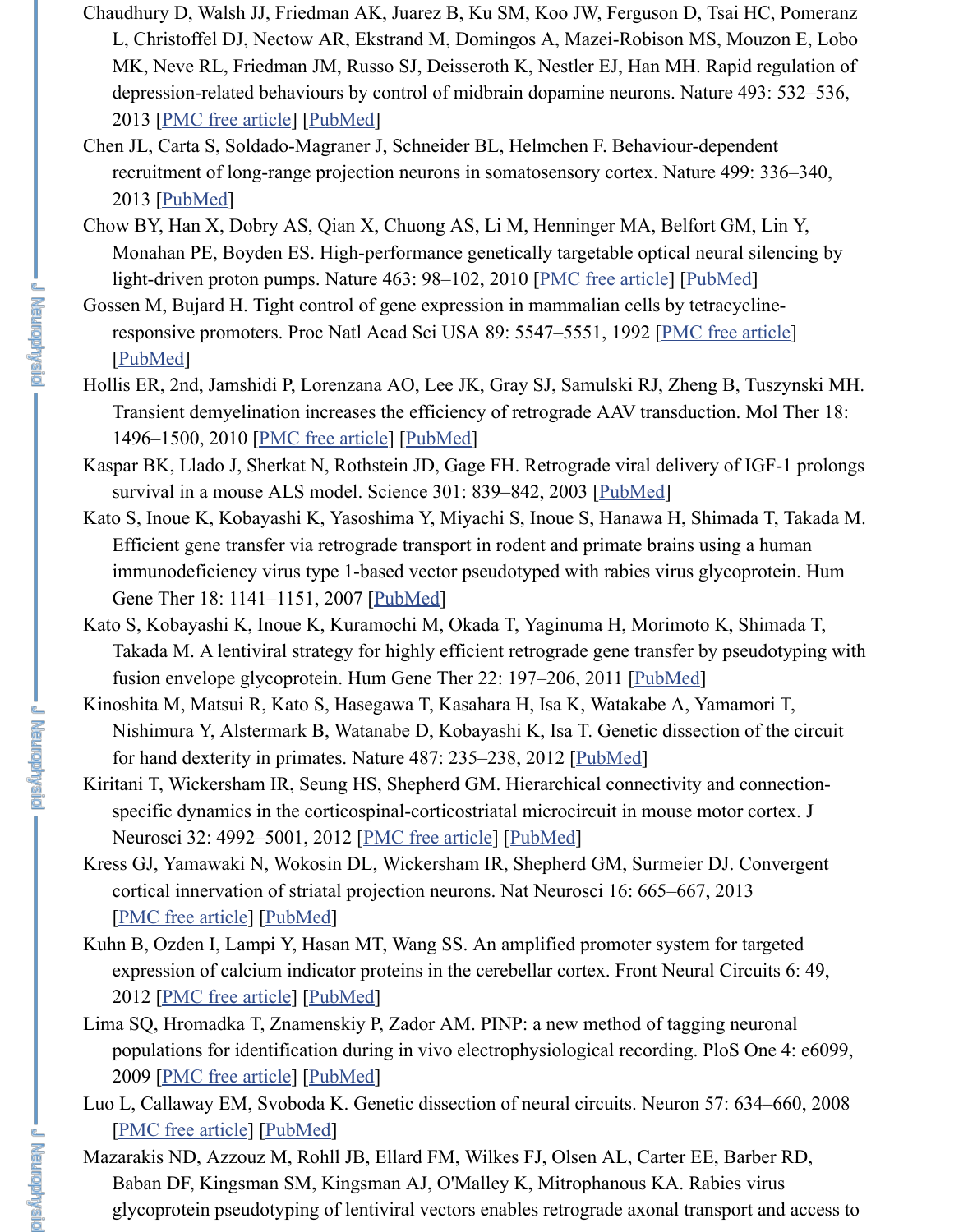Chaudhury D, Walsh JJ, Friedman AK, Juarez B, Ku SM, Koo JW, Ferguson D, Tsai HC, Pomeranz L, Christoffel DJ, Nectow AR, Ekstrand M, Domingos A, Mazei-Robison MS, Mouzon E, Lobo MK, Neve RL, Friedman JM, Russo SJ, Deisseroth K, Nestler EJ, Han MH. Rapid regulation of depression-related behaviours by control of midbrain dopamine neurons. Nature 493: 532–536, 2013 [PMC free article] [PubMed]

Chen JL, Carta S, Soldado-Magraner J, Schneider BL, Helmchen F. Behaviour-dependent recruitment of long-range projection neurons in somatosensory cortex. Nature 499: 336–340, 2013 [PubMed]

Chow BY, Han X, Dobry AS, Qian X, Chuong AS, Li M, Henninger MA, Belfort GM, Lin Y, Monahan PE, Boyden ES. High-performance genetically targetable optical neural silencing by light-driven proton pumps. Nature 463: 98–102, 2010 [PMC free article] [PubMed]

Gossen M, Bujard H. Tight control of gene expression in mammalian cells by tetracycline-responsive promoters. Proc Natl Acad Sci USA 89: 5547–5551, 1992 [PMC free article] [PubMed]

Hollis ER, 2nd, Jamshidi P, Lorenzana AO, Lee JK, Gray SJ, Samulski RJ, Zheng B, Tuszynski MH. Transient demyelination increases the efficiency of retrograde AAV transduction. Mol Ther 18: 1496–1500, 2010 [PMC free article] [PubMed]

Kaspar BK, Llado J, Sherkat N, Rothstein JD, Gage FH. Retrograde viral delivery of IGF-1 prolongs survival in a mouse ALS model. Science 301: 839–842, 2003 [PubMed]

Kato S, Inoue K, Kobayashi K, Yasoshima Y, Miyachi S, Inoue S, Hanawa H, Shimada T, Takada M. Efficient gene transfer via retrograde transport in rodent and primate brains using a human immunodeficiency virus type 1-based vector pseudotyped with rabies virus glycoprotein. Hum Gene Ther 18: 1141–1151, 2007 [PubMed]

Kato S, Kobayashi K, Inoue K, Kuramochi M, Okada T, Yaginuma H, Morimoto K, Shimada T, Takada M. A lentiviral strategy for highly efficient retrograde gene transfer by pseudotyping with fusion envelope glycoprotein. Hum Gene Ther 22: 197–206, 2011 [PubMed]

Kinoshita M, Matsui R, Kato S, Hasegawa T, Kasahara H, Isa K, Watakabe A, Yamamori T, Nishimura Y, Alstermark B, Watanabe D, Kobayashi K, Isa T. Genetic dissection of the circuit for hand dexterity in primates. Nature 487: 235–238, 2012 [PubMed]

Kiritani T, Wickersham IR, Seung HS, Shepherd GM. Hierarchical connectivity and connection-specific dynamics in the corticospinal-corticostriatal microcircuit in mouse motor cortex. J Neurosci 32: 4992–5001, 2012 [PMC free article] [PubMed]

Kress GJ, Yamawaki N, Wokosin DL, Wickersham IR, Shepherd GM, Surmeier DJ. Convergent cortical innervation of striatal projection neurons. Nat Neurosci 16: 665–667, 2013 [PMC free article] [PubMed]

Kuhn B, Ozden I, Lampi Y, Hasan MT, Wang SS. An amplified promoter system for targeted expression of calcium indicator proteins in the cerebellar cortex. Front Neural Circuits 6: 49, 2012 [PMC free article] [PubMed]

Lima SQ, Hromadka T, Znamenskiy P, Zador AM. PINP: a new method of tagging neuronal populations for identification during in vivo electrophysiological recording. PloS One 4: e6099, 2009 [PMC free article] [PubMed]

Luo L, Callaway EM, Svoboda K. Genetic dissection of neural circuits. Neuron 57: 634–660, 2008 [PMC free article] [PubMed]

Mazarakis ND, Azzouz M, Rohll JB, Ellard FM, Wilkes FJ, Olsen AL, Carter EE, Barber RD, Baban DF, Kingsman SM, Kingsman AJ, O'Malley K, Mitrophanous KA. Rabies virus glycoprotein pseudotyping of lentiviral vectors enables retrograde axonal transport and access to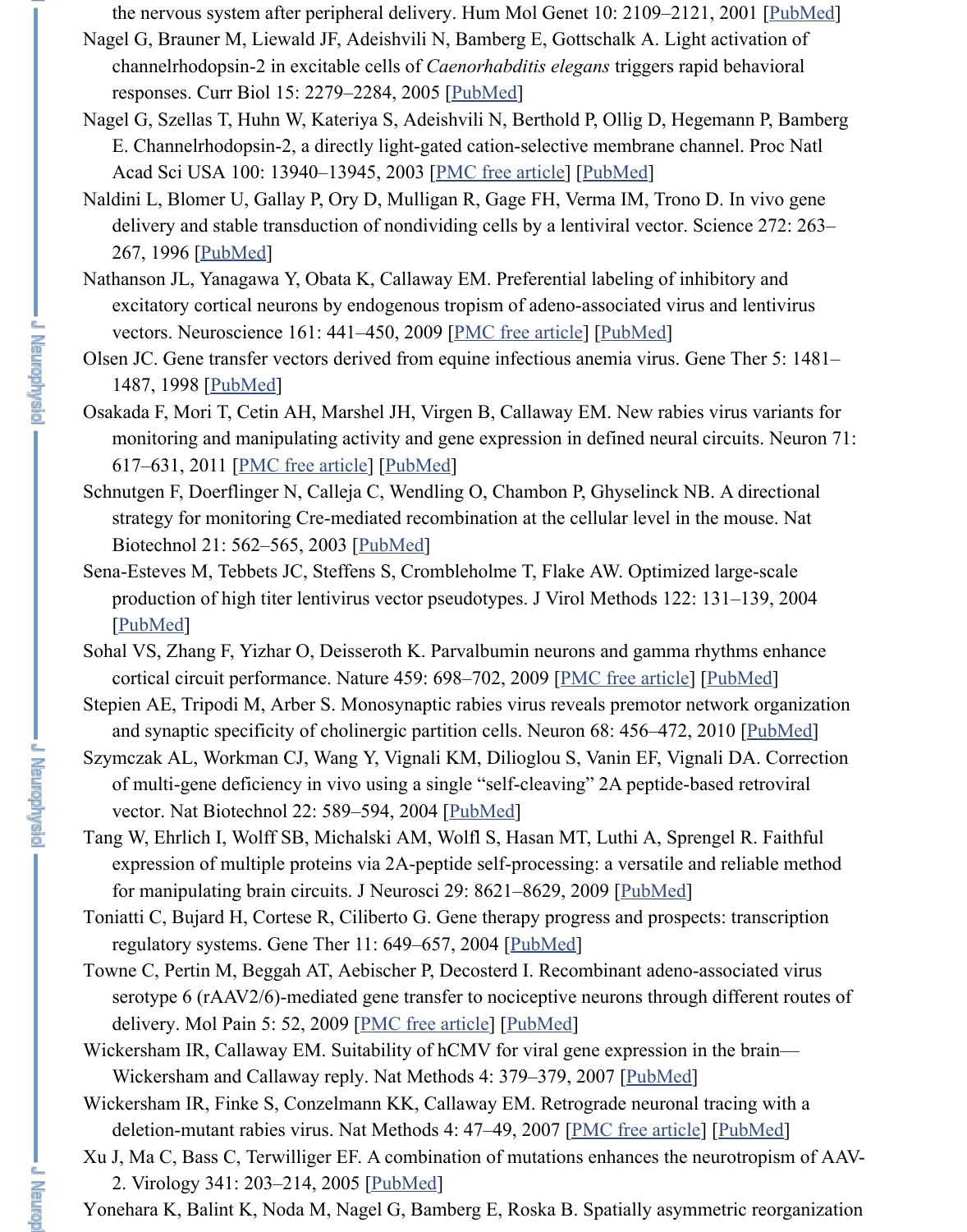the nervous system after peripheral delivery. Hum Mol Genet 10: 2109–2121, 2001 [PubMed]

Nagel G, Brauner M, Liewald JF, Adeishvili N, Bamberg E, Gottschalk A. Light activation of channelrhodopsin-2 in excitable cells of *Caenorhabditis elegans* triggers rapid behavioral responses. Curr Biol 15: 2279–2284, 2005 [PubMed]

Nagel G, Szellas T, Huhn W, Kateriya S, Adeishvili N, Berthold P, Ollig D, Hegemann P, Bamberg E. Channelrhodopsin-2, a directly light-gated cation-selective membrane channel. Proc Natl Acad Sci USA 100: 13940–13945, 2003 [PMC free article] [PubMed]

Naldini L, Blomer U, Gallay P, Ory D, Mulligan R, Gage FH, Verma IM, Trono D. In vivo gene delivery and stable transduction of nondividing cells by a lentiviral vector. Science 272: 263–267, 1996 [PubMed]

Nathanson JL, Yanagawa Y, Obata K, Callaway EM. Preferential labeling of inhibitory and excitatory cortical neurons by endogenous tropism of adeno-associated virus and lentivirus vectors. Neuroscience 161: 441–450, 2009 [PMC free article] [PubMed]

Olsen JC. Gene transfer vectors derived from equine infectious anemia virus. Gene Ther 5: 1481–1487, 1998 [PubMed]

Osakada F, Mori T, Cetin AH, Marshel JH, Virgen B, Callaway EM. New rabies virus variants for monitoring and manipulating activity and gene expression in defined neural circuits. Neuron 71: 617–631, 2011 [PMC free article] [PubMed]

Schnutgen F, Doerflinger N, Calleja C, Wendling O, Chambon P, Ghyselinck NB. A directional strategy for monitoring Cre-mediated recombination at the cellular level in the mouse. Nat Biotechnol 21: 562–565, 2003 [PubMed]

Sena-Esteves M, Tebbets JC, Steffens S, Crombleholme T, Flake AW. Optimized large-scale production of high titer lentivirus vector pseudotypes. J Virol Methods 122: 131–139, 2004 [PubMed]

Sohal VS, Zhang F, Yizhar O, Deisseroth K. Parvalbumin neurons and gamma rhythms enhance cortical circuit performance. Nature 459: 698–702, 2009 [PMC free article] [PubMed]

Stepien AE, Tripodi M, Arber S. Monosynaptic rabies virus reveals premotor network organization and synaptic specificity of cholinergic partition cells. Neuron 68: 456–472, 2010 [PubMed]

Szymczak AL, Workman CJ, Wang Y, Vignali KM, Dilioglou S, Vanin EF, Vignali DA. Correction of multi-gene deficiency in vivo using a single "self-cleaving" 2A peptide-based retroviral vector. Nat Biotechnol 22: 589–594, 2004 [PubMed]

Tang W, Ehrlich I, Wolff SB, Michalski AM, Wolfl S, Hasan MT, Luthi A, Sprengel R. Faithful expression of multiple proteins via 2A-peptide self-processing: a versatile and reliable method for manipulating brain circuits. J Neurosci 29: 8621–8629, 2009 [PubMed]

Toniatti C, Bujard H, Cortese R, Ciliberto G. Gene therapy progress and prospects: transcription regulatory systems. Gene Ther 11: 649–657, 2004 [PubMed]

Towne C, Pertin M, Beggah AT, Aebischer P, Decosterd I. Recombinant adeno-associated virus serotype 6 (rAAV2/6)-mediated gene transfer to nociceptive neurons through different routes of delivery. Mol Pain 5: 52, 2009 [PMC free article] [PubMed]

Wickersham IR, Callaway EM. Suitability of hCMV for viral gene expression in the brain—Wickersham and Callaway reply. Nat Methods 4: 379–379, 2007 [PubMed]

Wickersham IR, Finke S, Conzelmann KK, Callaway EM. Retrograde neuronal tracing with a deletion-mutant rabies virus. Nat Methods 4: 47–49, 2007 [PMC free article] [PubMed]

Xu J, Ma C, Bass C, Terwilliger EF. A combination of mutations enhances the neurotropism of AAV-2. Virology 341: 203–214, 2005 [PubMed]

Yonehara K, Balint K, Noda M, Nagel G, Bamberg E, Roska B. Spatially asymmetric reorganization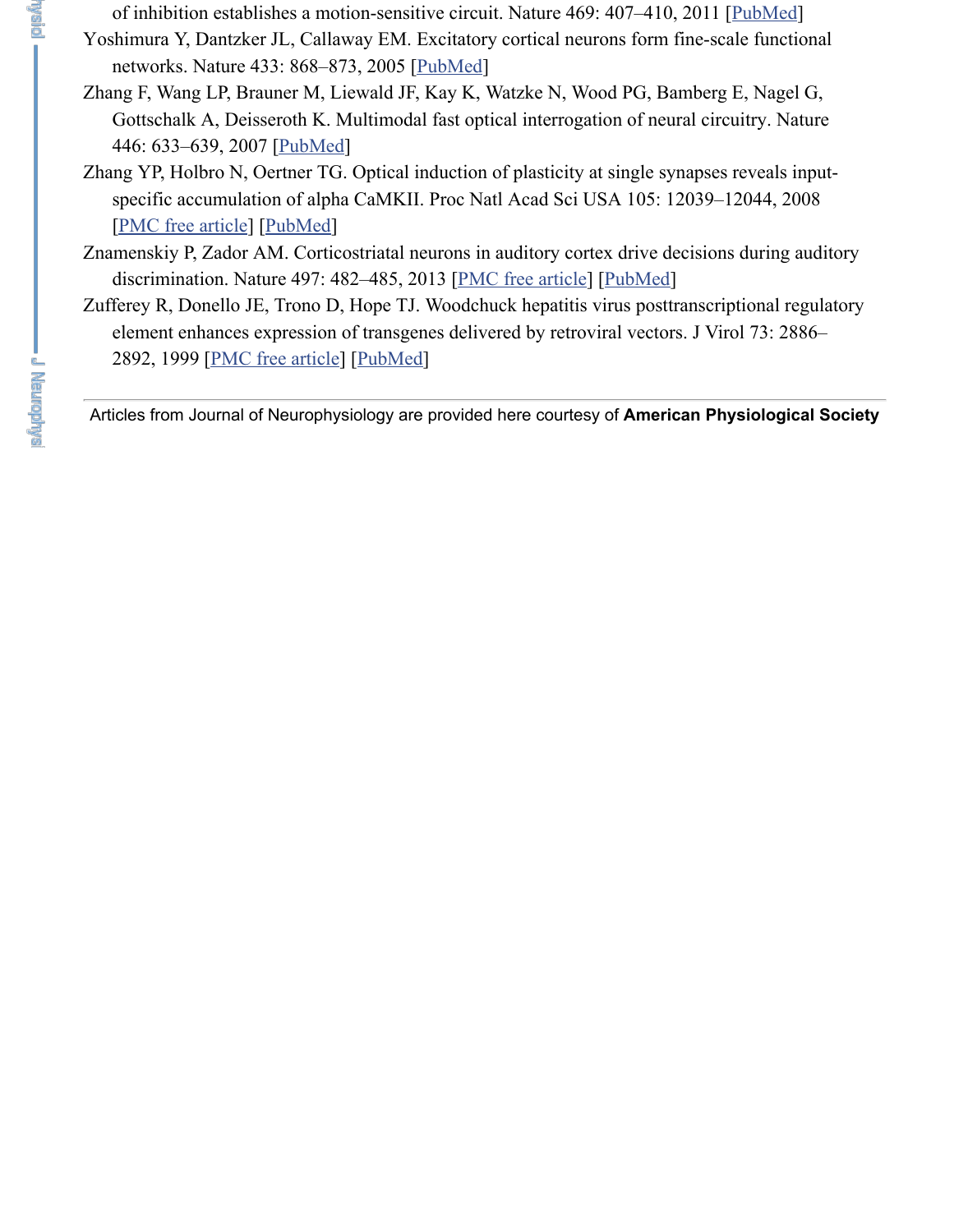of inhibition establishes a motion-sensitive circuit. Nature 469: 407–410, 2011 [PubMed]

Yoshimura Y, Dantzker JL, Callaway EM. Excitatory cortical neurons form fine-scale functional networks. Nature 433: 868–873, 2005 [PubMed]

Zhang F, Wang LP, Brauner M, Liewald JF, Kay K, Watzke N, Wood PG, Bamberg E, Nagel G, Gottschalk A, Deisseroth K. Multimodal fast optical interrogation of neural circuitry. Nature 446: 633–639, 2007 [PubMed]

Zhang YP, Holbro N, Oertner TG. Optical induction of plasticity at single synapses reveals input-specific accumulation of alpha CaMKII. Proc Natl Acad Sci USA 105: 12039–12044, 2008 [PMC free article] [PubMed]

Znamenskiy P, Zador AM. Corticostriatal neurons in auditory cortex drive decisions during auditory discrimination. Nature 497: 482–485, 2013 [PMC free article] [PubMed]

Zufferey R, Donello JE, Trono D, Hope TJ. Woodchuck hepatitis virus posttranscriptional regulatory element enhances expression of transgenes delivered by retroviral vectors. J Virol 73: 2886–2892, 1999 [PMC free article] [PubMed]

---

Articles from Journal of Neurophysiology are provided here courtesy of **American Physiological Society**